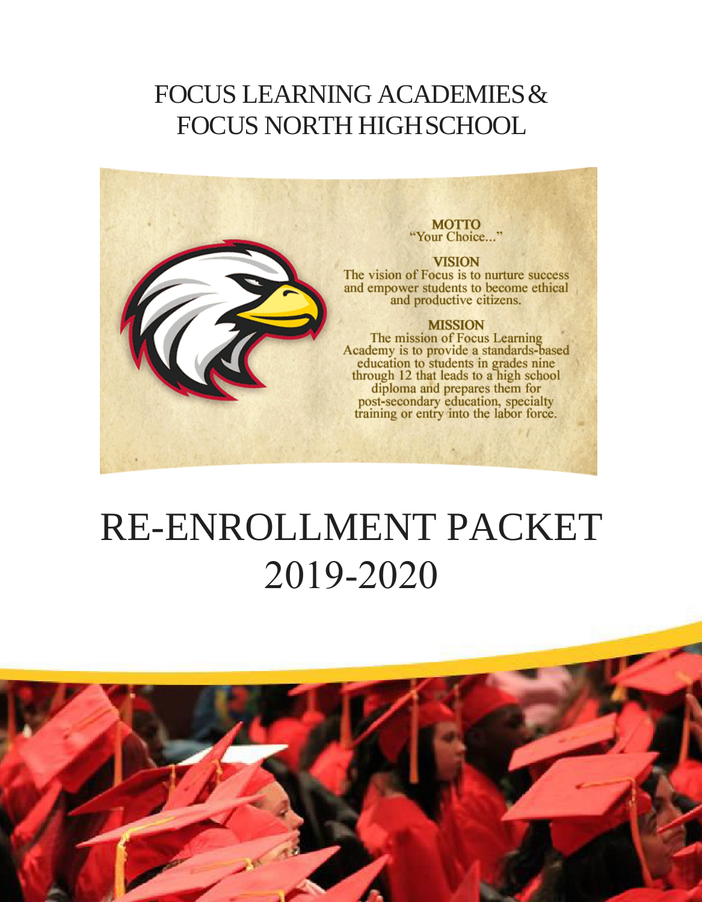# FOCUS LEARNING ACADEMIES & FOCUS NORTH HIGH SCHOOL

**MOTTO**
"Your Choice..."

**VISION**
The vision of Focus is to nurture success and empower students to become ethical and productive citizens.

**MISSION**
The mission of Focus Learning Academy is to provide a standards-based education to students in grades nine through 12 that leads to a high school diploma and prepares them for post-secondary education, specialty training or entry into the labor force.

# RE-ENROLLMENT PACKET
# 2019-2020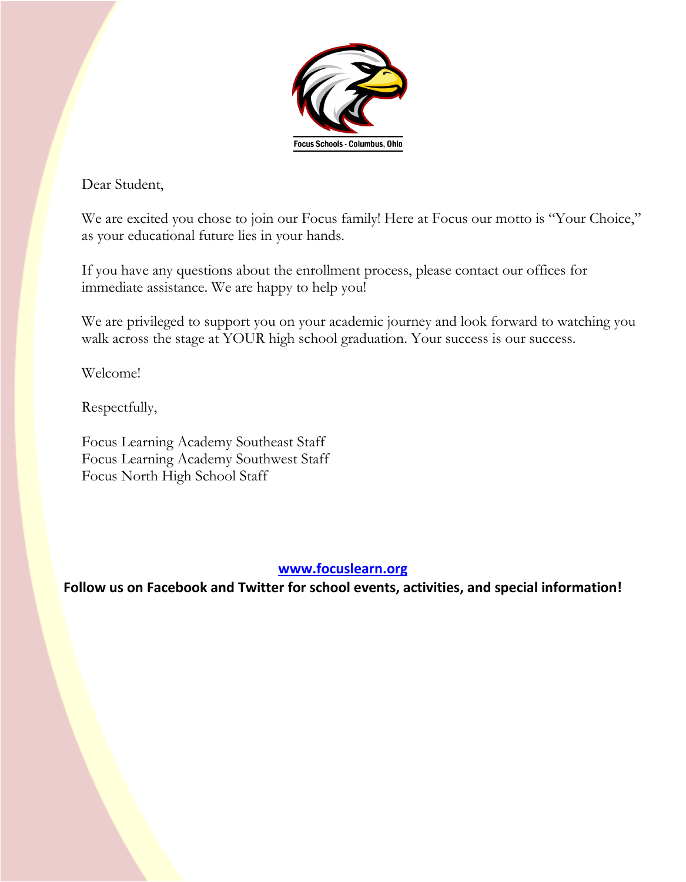Focus Schools - Columbus, Ohio

Dear Student,

We are excited you chose to join our Focus family! Here at Focus our motto is "Your Choice," as your educational future lies in your hands.

If you have any questions about the enrollment process, please contact our offices for immediate assistance. We are happy to help you!

We are privileged to support you on your academic journey and look forward to watching you walk across the stage at YOUR high school graduation. Your success is our success.

Welcome!

Respectfully,

Focus Learning Academy Southeast Staff
Focus Learning Academy Southwest Staff
Focus North High School Staff

**www.focuslearn.org**

**Follow us on Facebook and Twitter for school events, activities, and special information!**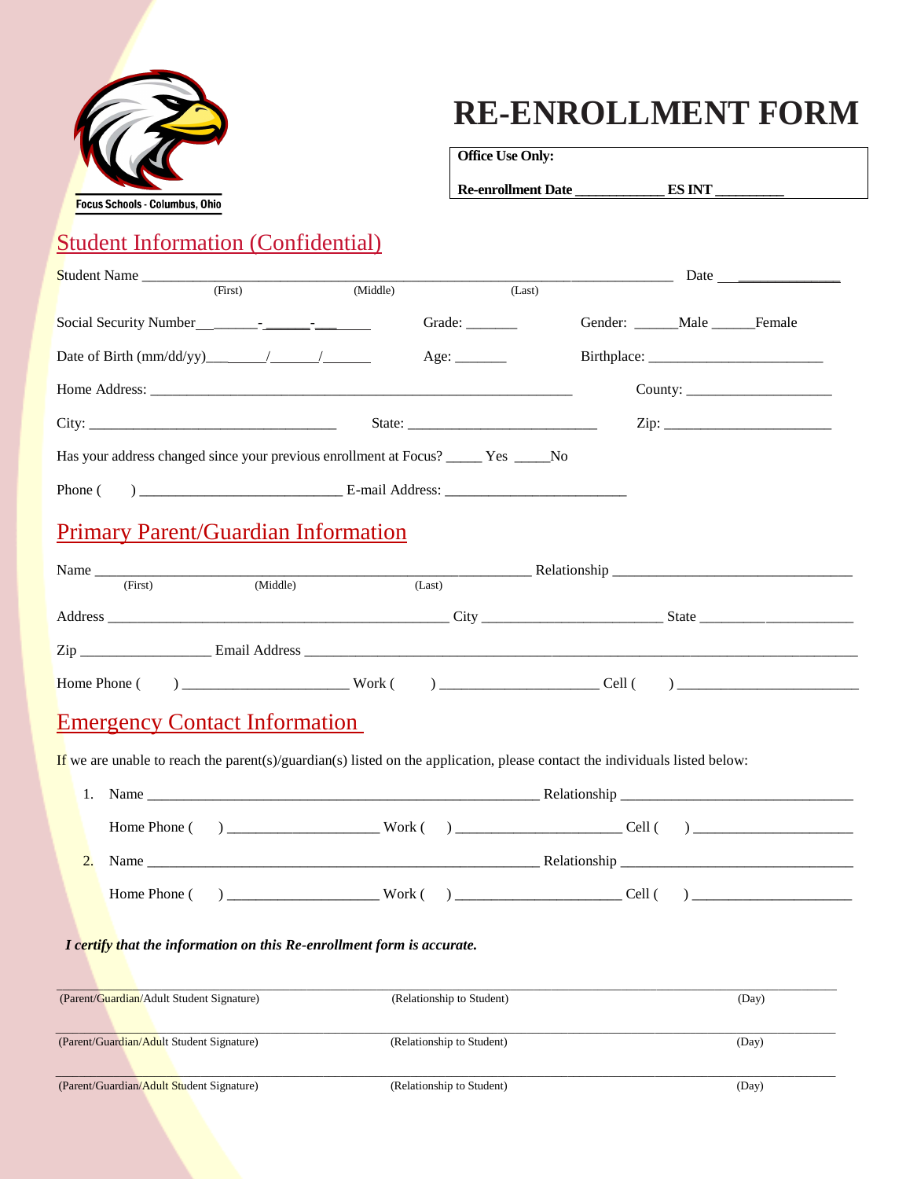Focus Schools - Columbus, Ohio

# RE-ENROLLMENT FORM

| **Office Use Only:** |
|---|
| **Re-enrollment Date ____________ ES INT _________** |

## Student Information (Confidential)

Student Name ______________________________________________________________ Date ______________
(First) (Middle) (Last)

Social Security Number______-______-______ Grade: _______ Gender: ______Male ______Female

Date of Birth (mm/dd/yy)______/______/______ Age: _______ Birthplace: ________________________

Home Address: ____________________________________________________ County: ____________________

City: ________________________ State: __________________________ Zip: ______________________

Has your address changed since your previous enrollment at Focus? _____ Yes _____No

Phone ( ) __________________________ E-mail Address: ________________________

## Primary Parent/Guardian Information

Name ______________________________________________________ Relationship _______________________________
(First) (Middle) (Last)

Address ______________________________________________ City ________________________ State ______________________

Zip _________________ Email Address ____________________________________________________________________________

Home Phone ( ) ______________________ Work ( ) _____________________ Cell ( ) ________________________

## Emergency Contact Information

If we are unable to reach the parent(s)/guardian(s) listed on the application, please contact the individuals listed below:

1. Name ____________________________________________________ Relationship _______________________________

   Home Phone ( ) ____________________ Work ( ) ______________________ Cell ( ) _____________________

2. Name ____________________________________________________ Relationship _______________________________

   Home Phone ( ) ____________________ Work ( ) ______________________ Cell ( ) _____________________

***I certify that the information on this Re-enrollment form is accurate.***

_____________________________________________________________________________________________
(Parent/Guardian/Adult Student Signature) (Relationship to Student) (Day)

_____________________________________________________________________________________________
(Parent/Guardian/Adult Student Signature) (Relationship to Student) (Day)

_____________________________________________________________________________________________
(Parent/Guardian/Adult Student Signature) (Relationship to Student) (Day)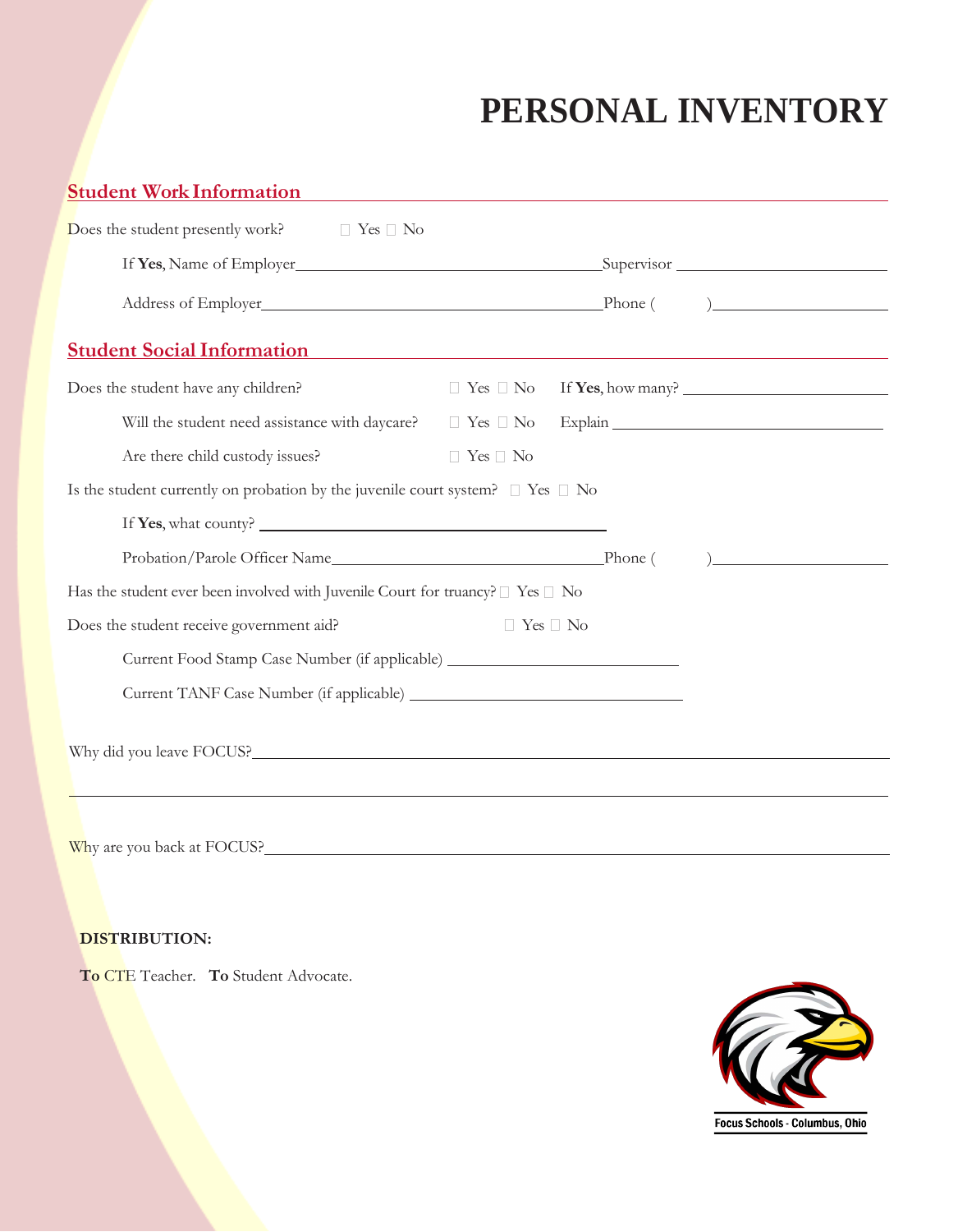# PERSONAL INVENTORY

## Student Work Information

Does the student presently work? ☐ Yes ☐ No

If **Yes**, Name of Employer\_\_\_\_\_\_\_\_\_\_\_\_\_\_\_\_\_\_\_\_\_\_\_\_\_\_\_\_\_\_ Supervisor \_\_\_\_\_\_\_\_\_\_\_\_\_\_\_\_\_\_\_\_

Address of Employer\_\_\_\_\_\_\_\_\_\_\_\_\_\_\_\_\_\_\_\_\_\_\_\_\_\_\_\_\_\_ Phone ( ) \_\_\_\_\_\_\_\_\_\_\_\_\_\_\_\_

## Student Social Information

Does the student have any children? ☐ Yes ☐ No If **Yes**, how many? \_\_\_\_\_\_\_\_\_\_\_\_\_\_\_\_\_\_

Will the student need assistance with daycare? ☐ Yes ☐ No Explain \_\_\_\_\_\_\_\_\_\_\_\_\_\_\_\_\_\_\_\_\_\_\_\_

Are there child custody issues? ☐ Yes ☐ No

Is the student currently on probation by the juvenile court system? ☐ Yes ☐ No

If **Yes**, what county? \_\_\_\_\_\_\_\_\_\_\_\_\_\_\_\_\_\_\_\_\_\_\_\_\_\_\_\_\_\_\_\_

Probation/Parole Officer Name\_\_\_\_\_\_\_\_\_\_\_\_\_\_\_\_\_\_\_\_\_\_\_\_\_\_ Phone ( ) \_\_\_\_\_\_\_\_\_\_\_\_\_\_\_\_

Has the student ever been involved with Juvenile Court for truancy? ☐ Yes ☐ No

Does the student receive government aid? ☐ Yes ☐ No

Current Food Stamp Case Number (if applicable) \_\_\_\_\_\_\_\_\_\_\_\_\_\_\_\_\_\_\_\_\_\_\_\_

Current TANF Case Number (if applicable) \_\_\_\_\_\_\_\_\_\_\_\_\_\_\_\_\_\_\_\_\_\_\_\_\_\_\_

Why did you leave FOCUS?\_\_\_\_\_\_\_\_\_\_\_\_\_\_\_\_\_\_\_\_\_\_\_\_\_\_\_\_\_\_\_\_\_\_\_\_\_\_\_\_\_\_\_\_\_\_\_\_\_\_\_\_\_\_\_\_\_\_

\_\_\_\_\_\_\_\_\_\_\_\_\_\_\_\_\_\_\_\_\_\_\_\_\_\_\_\_\_\_\_\_\_\_\_\_\_\_\_\_\_\_\_\_\_\_\_\_\_\_\_\_\_\_\_\_\_\_\_\_\_\_\_\_\_\_\_\_\_\_\_\_\_\_\_\_\_\_\_\_\_\_\_\_

Why are you back at FOCUS?\_\_\_\_\_\_\_\_\_\_\_\_\_\_\_\_\_\_\_\_\_\_\_\_\_\_\_\_\_\_\_\_\_\_\_\_\_\_\_\_\_\_\_\_\_\_\_\_\_\_\_\_\_\_\_\_

**DISTRIBUTION:**

**To** CTE Teacher. **To** Student Advocate.

Focus Schools - Columbus, Ohio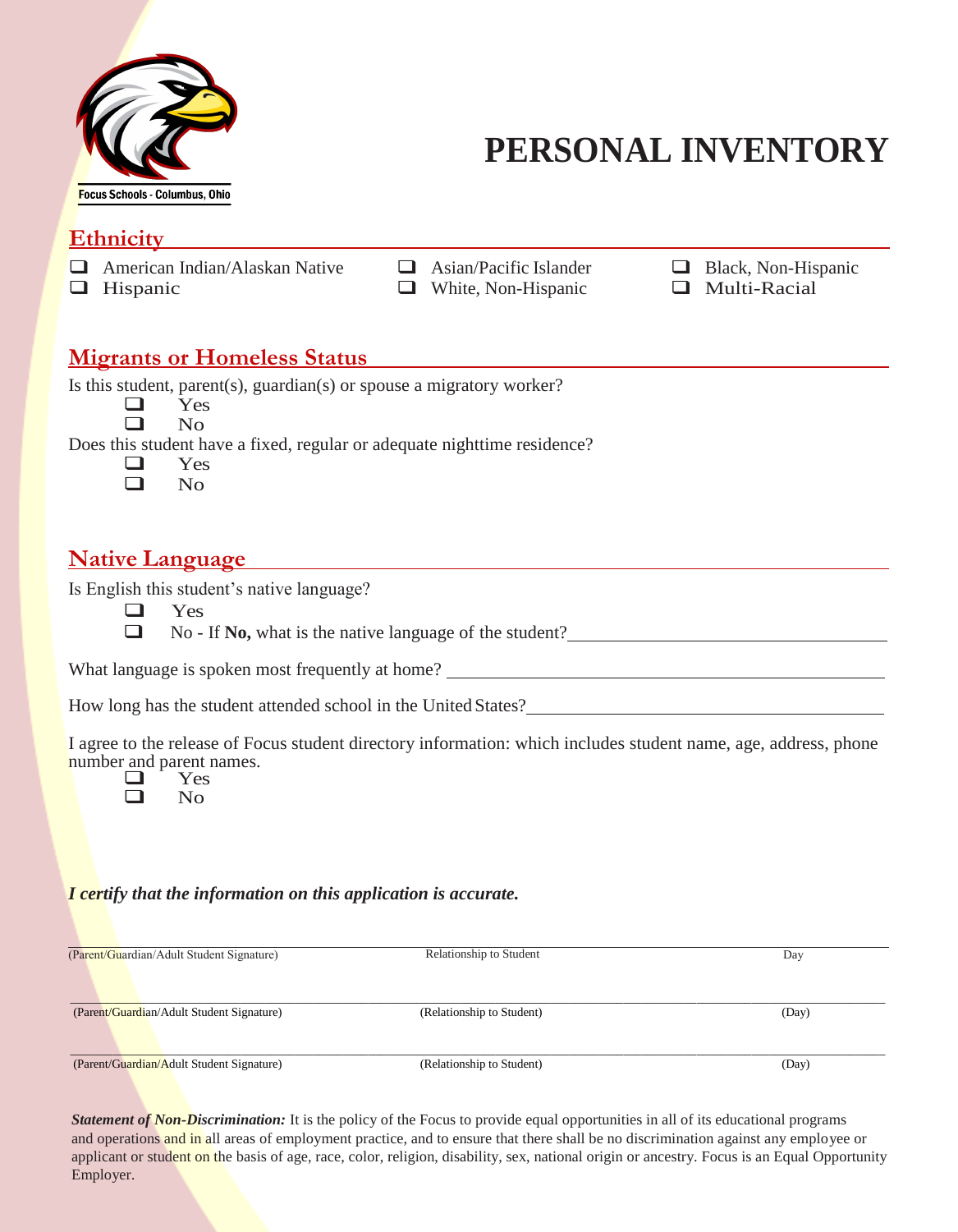Focus Schools - Columbus, Ohio

# PERSONAL INVENTORY

## Ethnicity

- ☐ American Indian/Alaskan Native
- ☐ Asian/Pacific Islander
- ☐ Black, Non-Hispanic
- ☐ Hispanic
- ☐ White, Non-Hispanic
- ☐ Multi-Racial

## Migrants or Homeless Status

Is this student, parent(s), guardian(s) or spouse a migratory worker?

- ☐ Yes
- ☐ No

Does this student have a fixed, regular or adequate nighttime residence?

- ☐ Yes
- ☐ No

## Native Language

Is English this student's native language?

- ☐ Yes
- ☐ No - If **No,** what is the native language of the student? ______________________________

What language is spoken most frequently at home? ______________________________

How long has the student attended school in the United States? ______________________________

I agree to the release of Focus student directory information: which includes student name, age, address, phone number and parent names.

- ☐ Yes
- ☐ No

***I certify that the information on this application is accurate.***

______________________________________________________________________________

(Parent/Guardian/Adult Student Signature) Relationship to Student Day

______________________________________________________________________________

(Parent/Guardian/Adult Student Signature) (Relationship to Student) (Day)

______________________________________________________________________________

(Parent/Guardian/Adult Student Signature) (Relationship to Student) (Day)

***Statement of Non-Discrimination:*** It is the policy of the Focus to provide equal opportunities in all of its educational programs and operations and in all areas of employment practice, and to ensure that there shall be no discrimination against any employee or applicant or student on the basis of age, race, color, religion, disability, sex, national origin or ancestry. Focus is an Equal Opportunity Employer.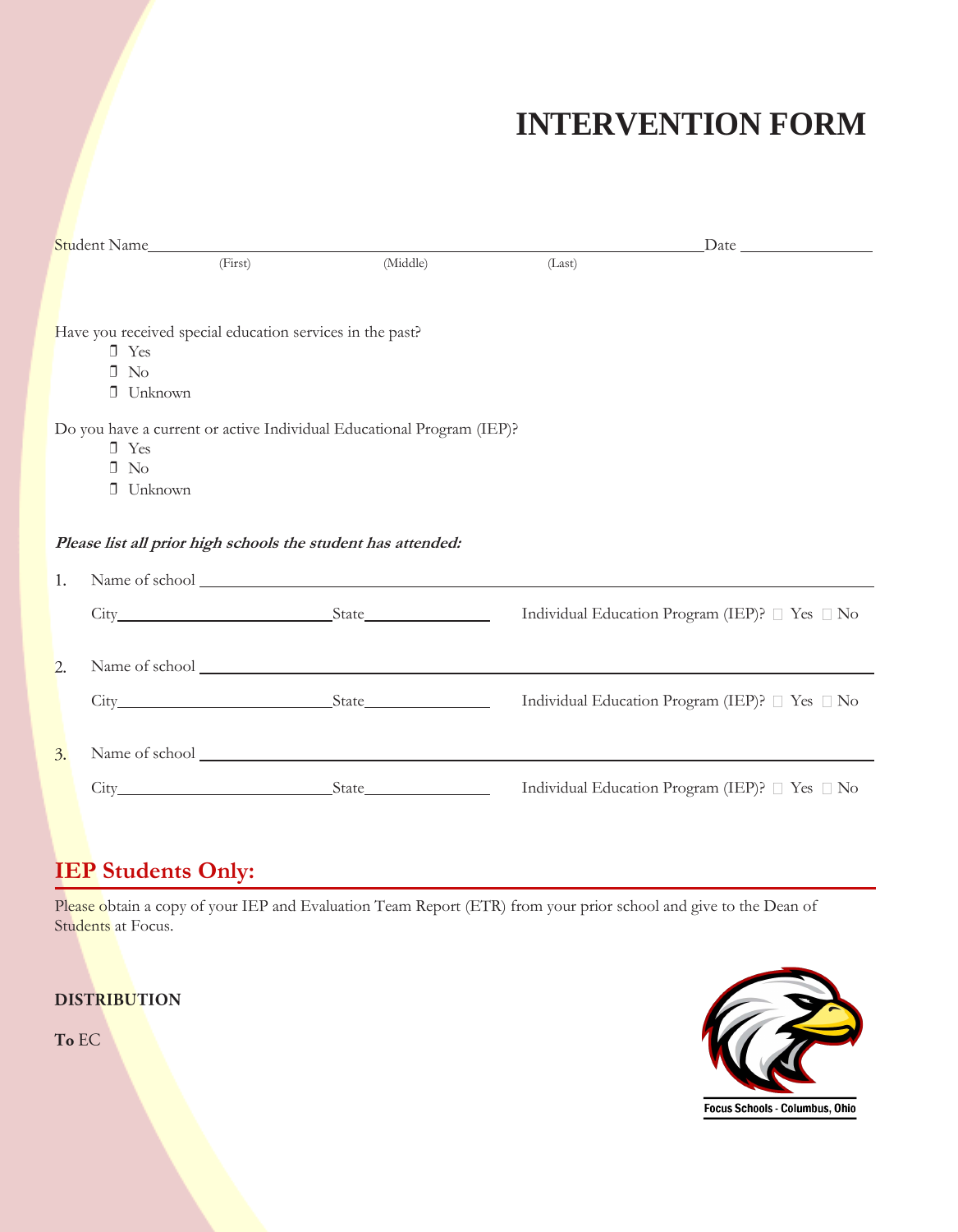# INTERVENTION FORM

Student Name\_\_\_\_\_\_\_\_\_\_\_\_\_\_\_\_\_\_\_\_\_\_\_\_\_\_\_\_\_\_\_\_\_\_\_\_\_\_\_\_\_\_\_\_\_\_\_\_\_\_\_\_\_\_ Date \_\_\_\_\_\_\_\_\_\_\_\_\_\_\_

(First) (Middle) (Last)

Have you received special education services in the past?

- ☐ Yes
- ☐ No
- ☐ Unknown

Do you have a current or active Individual Educational Program (IEP)?

- ☐ Yes
- ☐ No
- ☐ Unknown

***Please list all prior high schools the student has attended:***

1. Name of school \_\_\_\_\_\_\_\_\_\_\_\_\_\_\_\_\_\_\_\_\_\_\_\_\_\_\_\_\_\_\_\_\_\_\_\_\_\_\_\_\_\_\_\_\_\_\_\_\_\_\_\_\_\_\_\_\_\_\_\_

   City\_\_\_\_\_\_\_\_\_\_\_\_\_\_\_\_\_\_\_\_\_\_\_\_State\_\_\_\_\_\_\_\_\_\_\_\_\_\_\_ Individual Education Program (IEP)? ☐ Yes ☐ No

2. Name of school \_\_\_\_\_\_\_\_\_\_\_\_\_\_\_\_\_\_\_\_\_\_\_\_\_\_\_\_\_\_\_\_\_\_\_\_\_\_\_\_\_\_\_\_\_\_\_\_\_\_\_\_\_\_\_\_\_\_\_\_

   City\_\_\_\_\_\_\_\_\_\_\_\_\_\_\_\_\_\_\_\_\_\_\_\_State\_\_\_\_\_\_\_\_\_\_\_\_\_\_\_ Individual Education Program (IEP)? ☐ Yes ☐ No

3. Name of school \_\_\_\_\_\_\_\_\_\_\_\_\_\_\_\_\_\_\_\_\_\_\_\_\_\_\_\_\_\_\_\_\_\_\_\_\_\_\_\_\_\_\_\_\_\_\_\_\_\_\_\_\_\_\_\_\_\_\_\_

   City\_\_\_\_\_\_\_\_\_\_\_\_\_\_\_\_\_\_\_\_\_\_\_\_State\_\_\_\_\_\_\_\_\_\_\_\_\_\_\_ Individual Education Program (IEP)? ☐ Yes ☐ No

## IEP Students Only:

Please obtain a copy of your IEP and Evaluation Team Report (ETR) from your prior school and give to the Dean of Students at Focus.

**DISTRIBUTION**

**To** EC

Focus Schools - Columbus, Ohio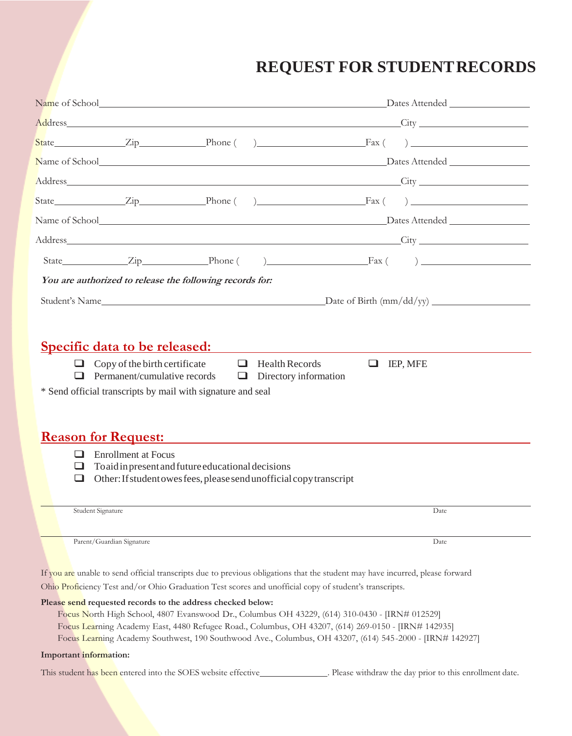# REQUEST FOR STUDENT RECORDS

Name of School\_\_\_\_\_\_\_\_\_\_\_\_\_\_\_\_\_\_\_\_\_\_\_\_\_\_\_\_\_\_\_\_\_\_\_\_\_\_\_\_\_\_\_\_ Dates Attended \_\_\_\_\_\_\_\_\_\_\_\_\_\_

Address\_\_\_\_\_\_\_\_\_\_\_\_\_\_\_\_\_\_\_\_\_\_\_\_\_\_\_\_\_\_\_\_\_\_\_\_\_\_\_\_\_\_\_\_\_\_\_\_\_\_\_\_\_\_ City \_\_\_\_\_\_\_\_\_\_\_\_\_\_\_\_\_\_

State\_\_\_\_\_\_\_\_\_\_ Zip\_\_\_\_\_\_\_\_\_\_ Phone (   )\_\_\_\_\_\_\_\_\_\_\_\_\_\_\_\_ Fax (   ) \_\_\_\_\_\_\_\_\_\_\_\_\_\_\_\_\_\_

Name of School\_\_\_\_\_\_\_\_\_\_\_\_\_\_\_\_\_\_\_\_\_\_\_\_\_\_\_\_\_\_\_\_\_\_\_\_\_\_\_\_\_\_\_\_ Dates Attended \_\_\_\_\_\_\_\_\_\_\_\_\_\_

Address\_\_\_\_\_\_\_\_\_\_\_\_\_\_\_\_\_\_\_\_\_\_\_\_\_\_\_\_\_\_\_\_\_\_\_\_\_\_\_\_\_\_\_\_\_\_\_\_\_\_\_\_\_\_ City \_\_\_\_\_\_\_\_\_\_\_\_\_\_\_\_\_\_

State\_\_\_\_\_\_\_\_\_\_ Zip\_\_\_\_\_\_\_\_\_\_ Phone (   )\_\_\_\_\_\_\_\_\_\_\_\_\_\_\_\_ Fax (   ) \_\_\_\_\_\_\_\_\_\_\_\_\_\_\_\_\_\_

Name of School\_\_\_\_\_\_\_\_\_\_\_\_\_\_\_\_\_\_\_\_\_\_\_\_\_\_\_\_\_\_\_\_\_\_\_\_\_\_\_\_\_\_\_\_ Dates Attended \_\_\_\_\_\_\_\_\_\_\_\_\_\_

Address\_\_\_\_\_\_\_\_\_\_\_\_\_\_\_\_\_\_\_\_\_\_\_\_\_\_\_\_\_\_\_\_\_\_\_\_\_\_\_\_\_\_\_\_\_\_\_\_\_\_\_\_\_\_ City \_\_\_\_\_\_\_\_\_\_\_\_\_\_\_\_\_\_

State\_\_\_\_\_\_\_\_\_\_ Zip\_\_\_\_\_\_\_\_\_\_ Phone (   )\_\_\_\_\_\_\_\_\_\_\_\_\_\_\_\_ Fax (   ) \_\_\_\_\_\_\_\_\_\_\_\_\_\_\_\_\_\_

***You are authorized to release the following records for:***

Student's Name\_\_\_\_\_\_\_\_\_\_\_\_\_\_\_\_\_\_\_\_\_\_\_\_\_\_\_\_\_\_\_\_\_\_\_\_\_\_ Date of Birth (mm/dd/yy) \_\_\_\_\_\_\_\_\_\_\_\_\_\_\_\_\_\_

## Specific data to be released:

- ☐ Copy of the birth certificate
- ☐ Health Records
- ☐ IEP, MFE
- ☐ Permanent/cumulative records
- ☐ Directory information

* Send official transcripts by mail with signature and seal

## Reason for Request:

- ☐ Enrollment at Focus
- ☐ To aid in present and future educational decisions
- ☐ Other: If student owes fees, please send unofficial copy transcript

\_\_\_\_\_\_\_\_\_\_\_\_\_\_\_\_\_\_\_\_\_\_\_\_\_\_\_\_\_\_\_\_\_\_\_\_\_\_\_\_\_\_\_\_\_\_\_\_\_\_\_\_\_\_\_\_\_\_\_\_\_\_\_\_\_\_\_\_\_\_

Student Signature                                                                                    Date

\_\_\_\_\_\_\_\_\_\_\_\_\_\_\_\_\_\_\_\_\_\_\_\_\_\_\_\_\_\_\_\_\_\_\_\_\_\_\_\_\_\_\_\_\_\_\_\_\_\_\_\_\_\_\_\_\_\_\_\_\_\_\_\_\_\_\_\_\_\_

Parent/Guardian Signature                                                                            Date

If you are unable to send official transcripts due to previous obligations that the student may have incurred, please forward Ohio Proficiency Test and/or Ohio Graduation Test scores and unofficial copy of student's transcripts.

**Please send requested records to the address checked below:**

Focus North High School, 4807 Evanswood Dr., Columbus OH 43229, (614) 310-0430 - [IRN# 012529]

Focus Learning Academy East, 4480 Refugee Road., Columbus, OH 43207, (614) 269-0150 - [IRN# 142935]

Focus Learning Academy Southwest, 190 Southwood Ave., Columbus, OH 43207, (614) 545-2000 - [IRN# 142927]

**Important information:**

This student has been entered into the SOES website effective\_\_\_\_\_\_\_\_\_\_\_\_\_\_. Please withdraw the day prior to this enrollment date.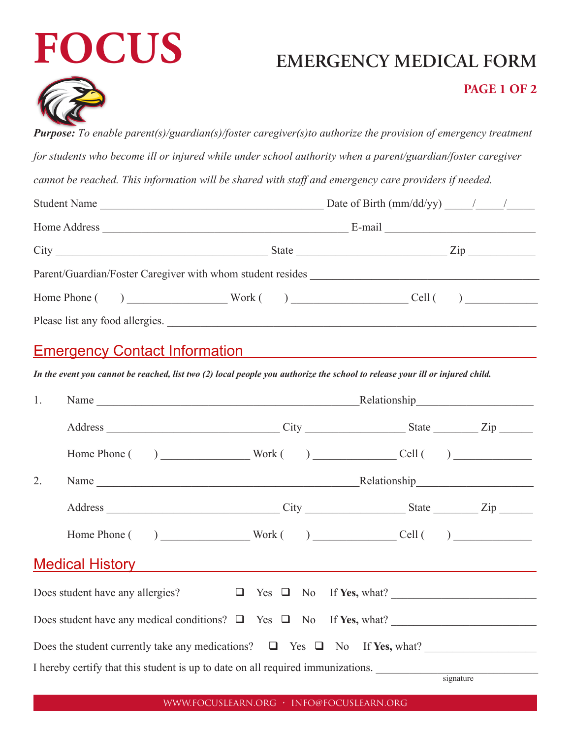# FOCUS

## EMERGENCY MEDICAL FORM

**PAGE 1 OF 2**

***Purpose:*** *To enable parent(s)/guardian(s)/foster caregiver(s)to authorize the provision of emergency treatment for students who become ill or injured while under school authority when a parent/guardian/foster caregiver cannot be reached. This information will be shared with staff and emergency care providers if needed.*

Student Name ________________________________________ Date of Birth (mm/dd/yy) _____/_____/_____

Home Address ____________________________________________ E-mail ___________________________

City ______________________________________ State ___________________________ Zip ____________

Parent/Guardian/Foster Caregiver with whom student resides _________________________________________

Home Phone (      ) _________________ Work (      ) ____________________ Cell (      ) _____________

Please list any food allergies. ___________________________________________________________________

## Emergency Contact Information

***In the event you cannot be reached, list two (2) local people you authorize the school to release your ill or injured child.***

1. Name ________________________________________________ Relationship _____________________

   Address _______________________________ City __________________ State ________ Zip ______

   Home Phone (      ) ________________ Work (      ) _______________ Cell (      ) ______________

2. Name ________________________________________________ Relationship _____________________

   Address _______________________________ City __________________ State ________ Zip ______

   Home Phone (      ) ________________ Work (      ) _______________ Cell (      ) ______________

## Medical History

Does student have any allergies? ❑ Yes ❑ No If **Yes,** what? __________________________

Does student have any medical conditions? ❑ Yes ❑ No If **Yes,** what? __________________________

Does the student currently take any medications? ❑ Yes ❑ No If **Yes,** what? ____________________

I hereby certify that this student is up to date on all required immunizations. ______________________________
signature

WWW.FOCUSLEARN.ORG · INFO@FOCUSLEARN.ORG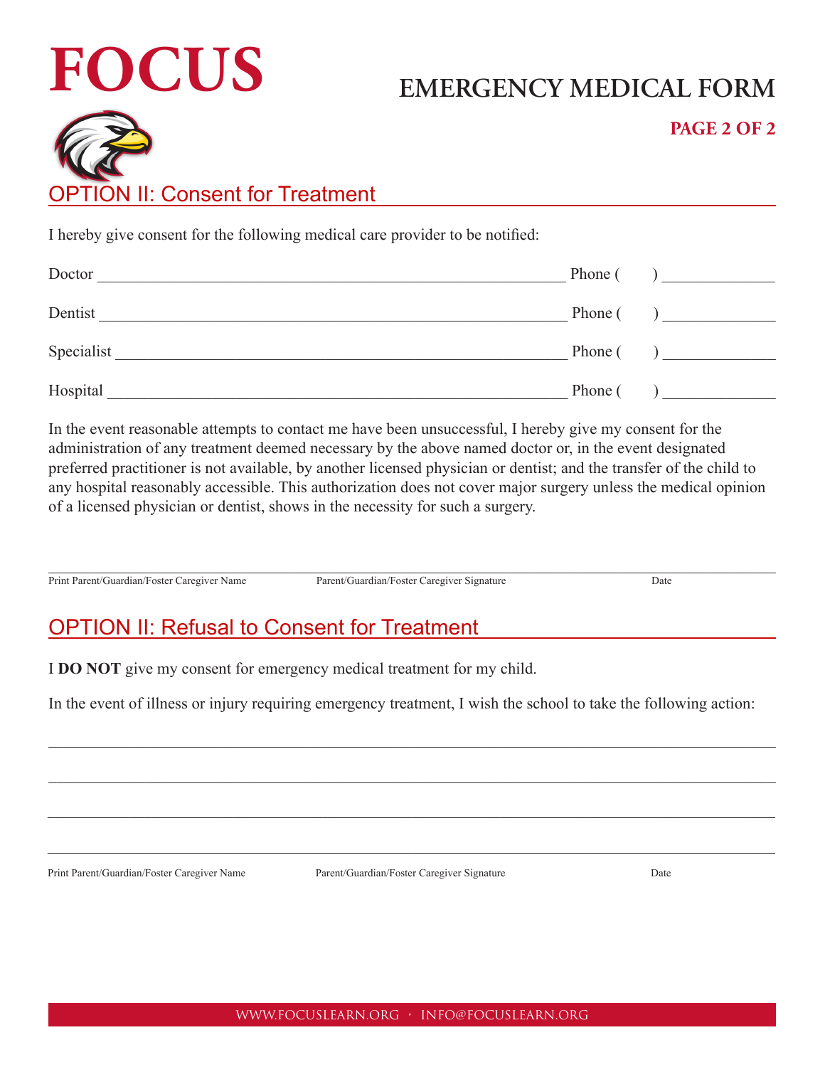# FOCUS

## EMERGENCY MEDICAL FORM

**PAGE 2 OF 2**

## OPTION II: Consent for Treatment

I hereby give consent for the following medical care provider to be notified:

Doctor ____________________________________________ Phone (     ) ____________

Dentist ____________________________________________ Phone (     ) ____________

Specialist __________________________________________ Phone (     ) ____________

Hospital ___________________________________________ Phone (     ) ____________

In the event reasonable attempts to contact me have been unsuccessful, I hereby give my consent for the administration of any treatment deemed necessary by the above named doctor or, in the event designated preferred practitioner is not available, by another licensed physician or dentist; and the transfer of the child to any hospital reasonably accessible. This authorization does not cover major surgery unless the medical opinion of a licensed physician or dentist, shows in the necessity for such a surgery.

______________________________________________________________________________

Print Parent/Guardian/Foster Caregiver Name     Parent/Guardian/Foster Caregiver Signature     Date

## OPTION II: Refusal to Consent for Treatment

I **DO NOT** give my consent for emergency medical treatment for my child.

In the event of illness or injury requiring emergency treatment, I wish the school to take the following action:

______________________________________________________________________________

______________________________________________________________________________

______________________________________________________________________________

______________________________________________________________________________

Print Parent/Guardian/Foster Caregiver Name     Parent/Guardian/Foster Caregiver Signature     Date

WWW.FOCUSLEARN.ORG · INFO@FOCUSLEARN.ORG